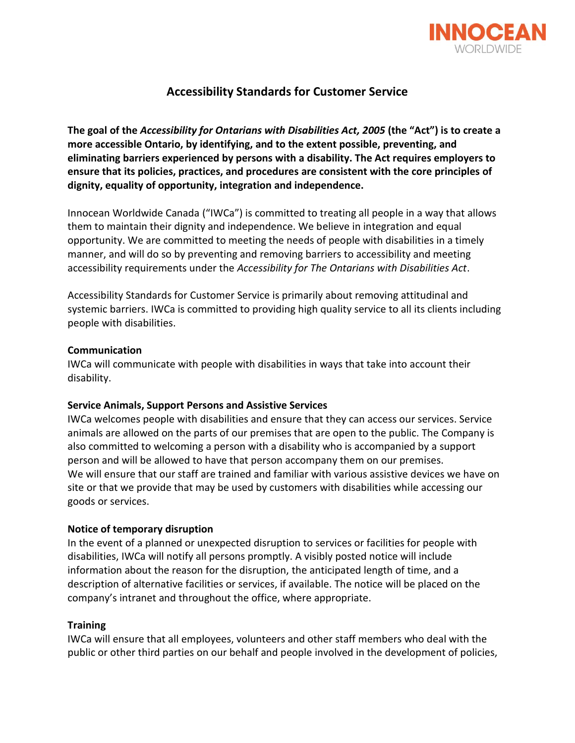# Accessibility Standards for Customer Service

**The goal of the *Accessibility for Ontarians with Disabilities Act, 2005* (the "Act") is to create a more accessible Ontario, by identifying, and to the extent possible, preventing, and eliminating barriers experienced by persons with a disability. The Act requires employers to ensure that its policies, practices, and procedures are consistent with the core principles of dignity, equality of opportunity, integration and independence.**

Innocean Worldwide Canada ("IWCa") is committed to treating all people in a way that allows them to maintain their dignity and independence. We believe in integration and equal opportunity. We are committed to meeting the needs of people with disabilities in a timely manner, and will do so by preventing and removing barriers to accessibility and meeting accessibility requirements under the *Accessibility for The Ontarians with Disabilities Act*.

Accessibility Standards for Customer Service is primarily about removing attitudinal and systemic barriers. IWCa is committed to providing high quality service to all its clients including people with disabilities.

**Communication**

IWCa will communicate with people with disabilities in ways that take into account their disability.

**Service Animals, Support Persons and Assistive Services**

IWCa welcomes people with disabilities and ensure that they can access our services. Service animals are allowed on the parts of our premises that are open to the public. The Company is also committed to welcoming a person with a disability who is accompanied by a support person and will be allowed to have that person accompany them on our premises.
We will ensure that our staff are trained and familiar with various assistive devices we have on site or that we provide that may be used by customers with disabilities while accessing our goods or services.

**Notice of temporary disruption**

In the event of a planned or unexpected disruption to services or facilities for people with disabilities, IWCa will notify all persons promptly. A visibly posted notice will include information about the reason for the disruption, the anticipated length of time, and a description of alternative facilities or services, if available. The notice will be placed on the company's intranet and throughout the office, where appropriate.

**Training**

IWCa will ensure that all employees, volunteers and other staff members who deal with the public or other third parties on our behalf and people involved in the development of policies,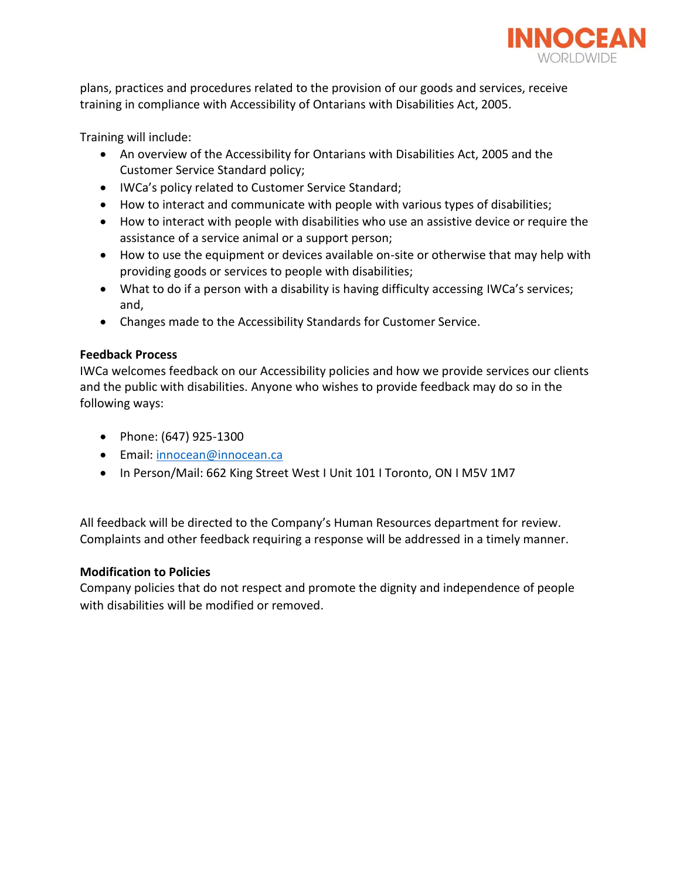plans, practices and procedures related to the provision of our goods and services, receive training in compliance with Accessibility of Ontarians with Disabilities Act, 2005.

Training will include:

- An overview of the Accessibility for Ontarians with Disabilities Act, 2005 and the Customer Service Standard policy;
- IWCa's policy related to Customer Service Standard;
- How to interact and communicate with people with various types of disabilities;
- How to interact with people with disabilities who use an assistive device or require the assistance of a service animal or a support person;
- How to use the equipment or devices available on-site or otherwise that may help with providing goods or services to people with disabilities;
- What to do if a person with a disability is having difficulty accessing IWCa's services; and,
- Changes made to the Accessibility Standards for Customer Service.

**Feedback Process**

IWCa welcomes feedback on our Accessibility policies and how we provide services our clients and the public with disabilities. Anyone who wishes to provide feedback may do so in the following ways:

- Phone: (647) 925-1300
- Email: innocean@innocean.ca
- In Person/Mail: 662 King Street West I Unit 101 I Toronto, ON I M5V 1M7

All feedback will be directed to the Company's Human Resources department for review. Complaints and other feedback requiring a response will be addressed in a timely manner.

**Modification to Policies**

Company policies that do not respect and promote the dignity and independence of people with disabilities will be modified or removed.